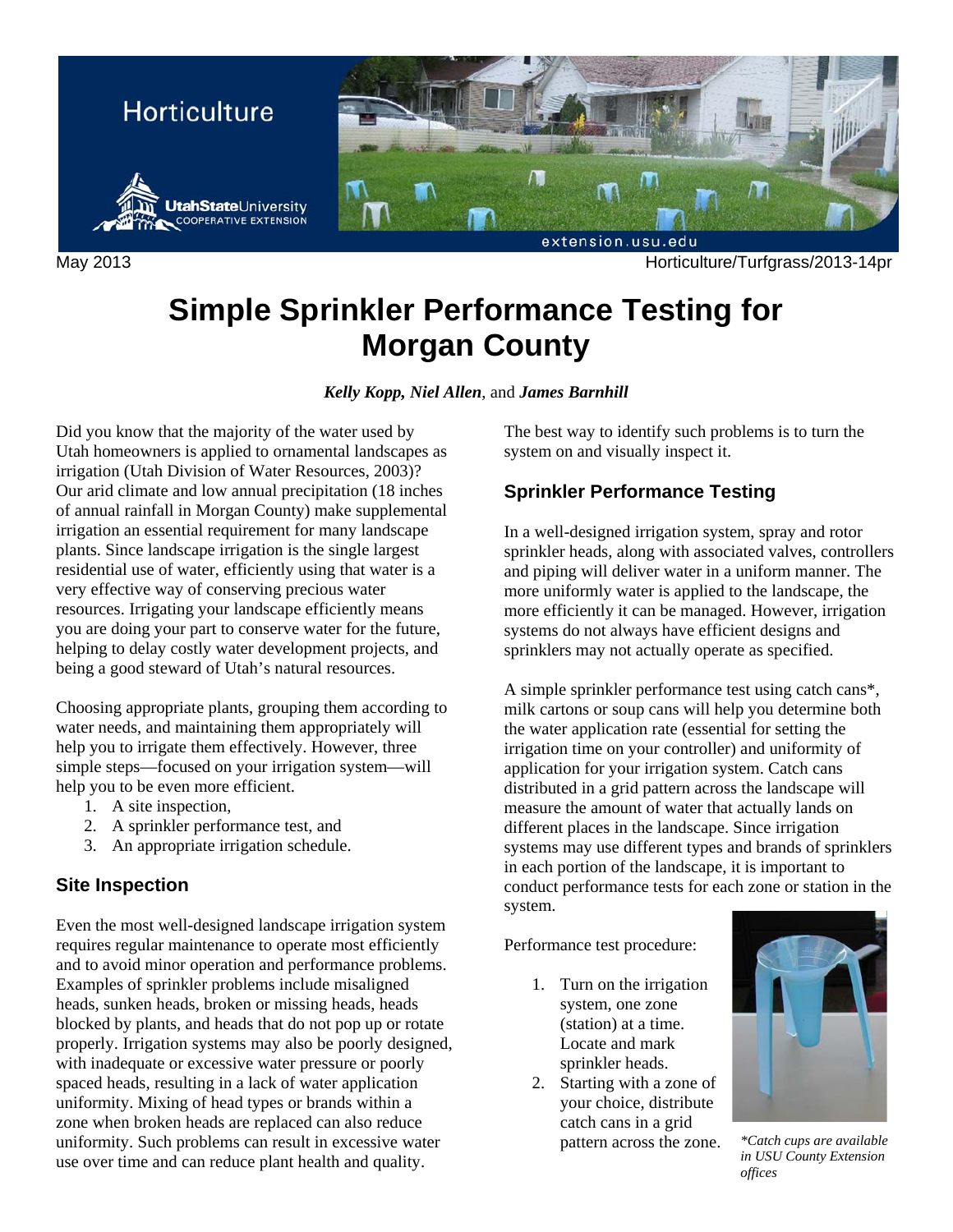Horticulture

Utah State University COOPERATIVE EXTENSION

extension.usu.edu

May 2013 Horticulture/Turfgrass/2013-14pr

# Simple Sprinkler Performance Testing for Morgan County

***Kelly Kopp, Niel Allen***, and ***James Barnhill***

Did you know that the majority of the water used by Utah homeowners is applied to ornamental landscapes as irrigation (Utah Division of Water Resources, 2003)? Our arid climate and low annual precipitation (18 inches of annual rainfall in Morgan County) make supplemental irrigation an essential requirement for many landscape plants. Since landscape irrigation is the single largest residential use of water, efficiently using that water is a very effective way of conserving precious water resources. Irrigating your landscape efficiently means you are doing your part to conserve water for the future, helping to delay costly water development projects, and being a good steward of Utah's natural resources.

Choosing appropriate plants, grouping them according to water needs, and maintaining them appropriately will help you to irrigate them effectively. However, three simple steps—focused on your irrigation system—will help you to be even more efficient.

1. A site inspection,
2. A sprinkler performance test, and
3. An appropriate irrigation schedule.

## Site Inspection

Even the most well-designed landscape irrigation system requires regular maintenance to operate most efficiently and to avoid minor operation and performance problems. Examples of sprinkler problems include misaligned heads, sunken heads, broken or missing heads, heads blocked by plants, and heads that do not pop up or rotate properly. Irrigation systems may also be poorly designed, with inadequate or excessive water pressure or poorly spaced heads, resulting in a lack of water application uniformity. Mixing of head types or brands within a zone when broken heads are replaced can also reduce uniformity. Such problems can result in excessive water use over time and can reduce plant health and quality.

The best way to identify such problems is to turn the system on and visually inspect it.

## Sprinkler Performance Testing

In a well-designed irrigation system, spray and rotor sprinkler heads, along with associated valves, controllers and piping will deliver water in a uniform manner. The more uniformly water is applied to the landscape, the more efficiently it can be managed. However, irrigation systems do not always have efficient designs and sprinklers may not actually operate as specified.

A simple sprinkler performance test using catch cans*, milk cartons or soup cans will help you determine both the water application rate (essential for setting the irrigation time on your controller) and uniformity of application for your irrigation system. Catch cans distributed in a grid pattern across the landscape will measure the amount of water that actually lands on different places in the landscape. Since irrigation systems may use different types and brands of sprinklers in each portion of the landscape, it is important to conduct performance tests for each zone or station in the system.

Performance test procedure:

1. Turn on the irrigation system, one zone (station) at a time. Locate and mark sprinkler heads.
2. Starting with a zone of your choice, distribute catch cans in a grid pattern across the zone.

**Catch cups are available in USU County Extension offices*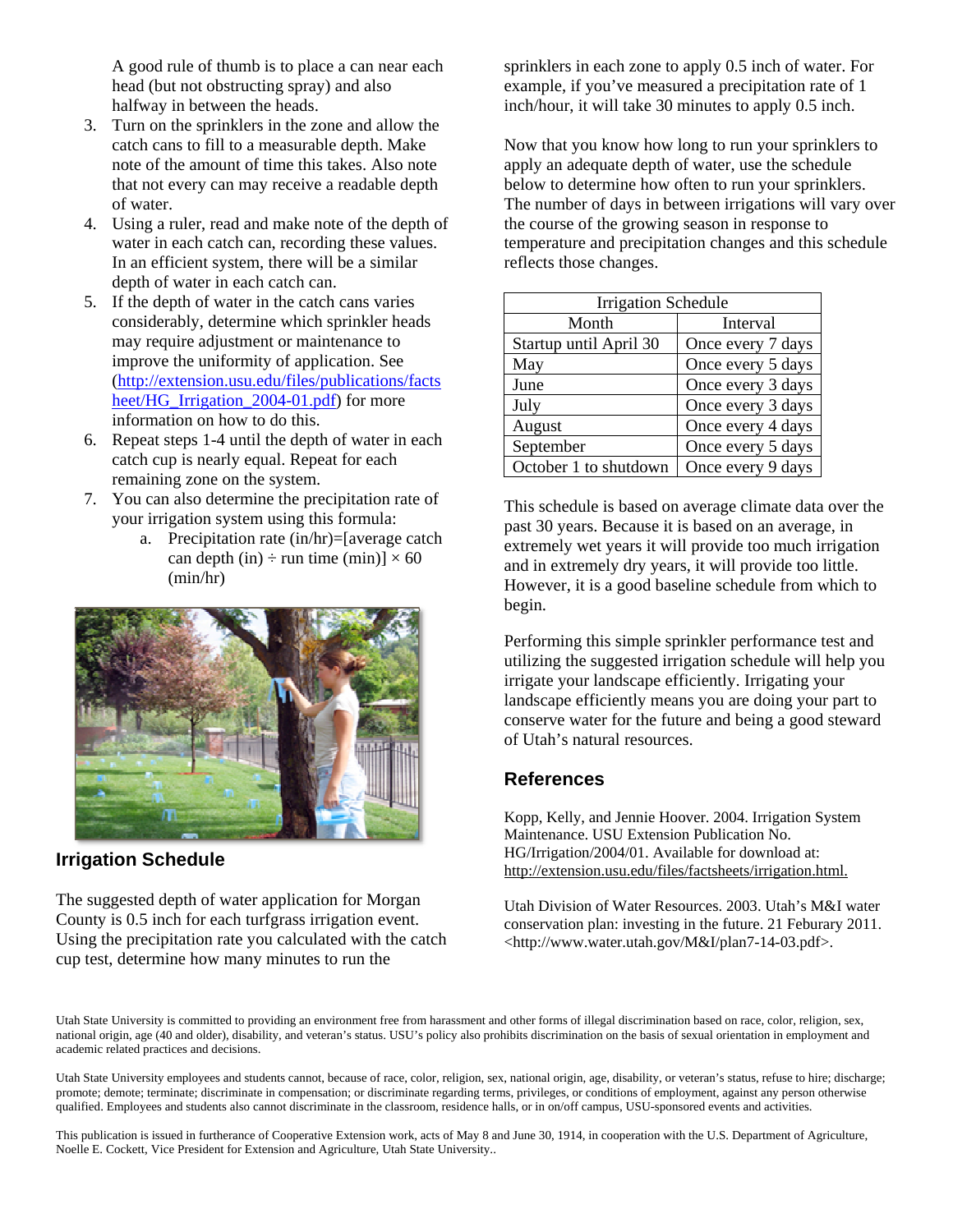A good rule of thumb is to place a can near each head (but not obstructing spray) and also halfway in between the heads.

3. Turn on the sprinklers in the zone and allow the catch cans to fill to a measurable depth. Make note of the amount of time this takes. Also note that not every can may receive a readable depth of water.
4. Using a ruler, read and make note of the depth of water in each catch can, recording these values. In an efficient system, there will be a similar depth of water in each catch can.
5. If the depth of water in the catch cans varies considerably, determine which sprinkler heads may require adjustment or maintenance to improve the uniformity of application. See (http://extension.usu.edu/files/publications/factsheet/HG_Irrigation_2004-01.pdf) for more information on how to do this.
6. Repeat steps 1-4 until the depth of water in each catch cup is nearly equal. Repeat for each remaining zone on the system.
7. You can also determine the precipitation rate of your irrigation system using this formula:
   a. Precipitation rate (in/hr)=[average catch can depth (in) ÷ run time (min)] × 60 (min/hr)

## Irrigation Schedule

The suggested depth of water application for Morgan County is 0.5 inch for each turfgrass irrigation event. Using the precipitation rate you calculated with the catch cup test, determine how many minutes to run the sprinklers in each zone to apply 0.5 inch of water. For example, if you've measured a precipitation rate of 1 inch/hour, it will take 30 minutes to apply 0.5 inch.

Now that you know how long to run your sprinklers to apply an adequate depth of water, use the schedule below to determine how often to run your sprinklers. The number of days in between irrigations will vary over the course of the growing season in response to temperature and precipitation changes and this schedule reflects those changes.

| Irrigation Schedule | |
|---|---|
| Month | Interval |
| Startup until April 30 | Once every 7 days |
| May | Once every 5 days |
| June | Once every 3 days |
| July | Once every 3 days |
| August | Once every 4 days |
| September | Once every 5 days |
| October 1 to shutdown | Once every 9 days |

This schedule is based on average climate data over the past 30 years. Because it is based on an average, in extremely wet years it will provide too much irrigation and in extremely dry years, it will provide too little. However, it is a good baseline schedule from which to begin.

Performing this simple sprinkler performance test and utilizing the suggested irrigation schedule will help you irrigate your landscape efficiently. Irrigating your landscape efficiently means you are doing your part to conserve water for the future and being a good steward of Utah's natural resources.

## References

Kopp, Kelly, and Jennie Hoover. 2004. Irrigation System Maintenance. USU Extension Publication No. HG/Irrigation/2004/01. Available for download at: http://extension.usu.edu/files/factsheets/irrigation.html.

Utah Division of Water Resources. 2003. Utah's M&I water conservation plan: investing in the future. 21 Febuary 2011. <http://www.water.utah.gov/M&I/plan7-14-03.pdf>.

Utah State University is committed to providing an environment free from harassment and other forms of illegal discrimination based on race, color, religion, sex, national origin, age (40 and older), disability, and veteran's status. USU's policy also prohibits discrimination on the basis of sexual orientation in employment and academic related practices and decisions.

Utah State University employees and students cannot, because of race, color, religion, sex, national origin, age, disability, or veteran's status, refuse to hire; discharge; promote; demote; terminate; discriminate in compensation; or discriminate regarding terms, privileges, or conditions of employment, against any person otherwise qualified. Employees and students also cannot discriminate in the classroom, residence halls, or in on/off campus, USU-sponsored events and activities.

This publication is issued in furtherance of Cooperative Extension work, acts of May 8 and June 30, 1914, in cooperation with the U.S. Department of Agriculture, Noelle E. Cockett, Vice President for Extension and Agriculture, Utah State University..